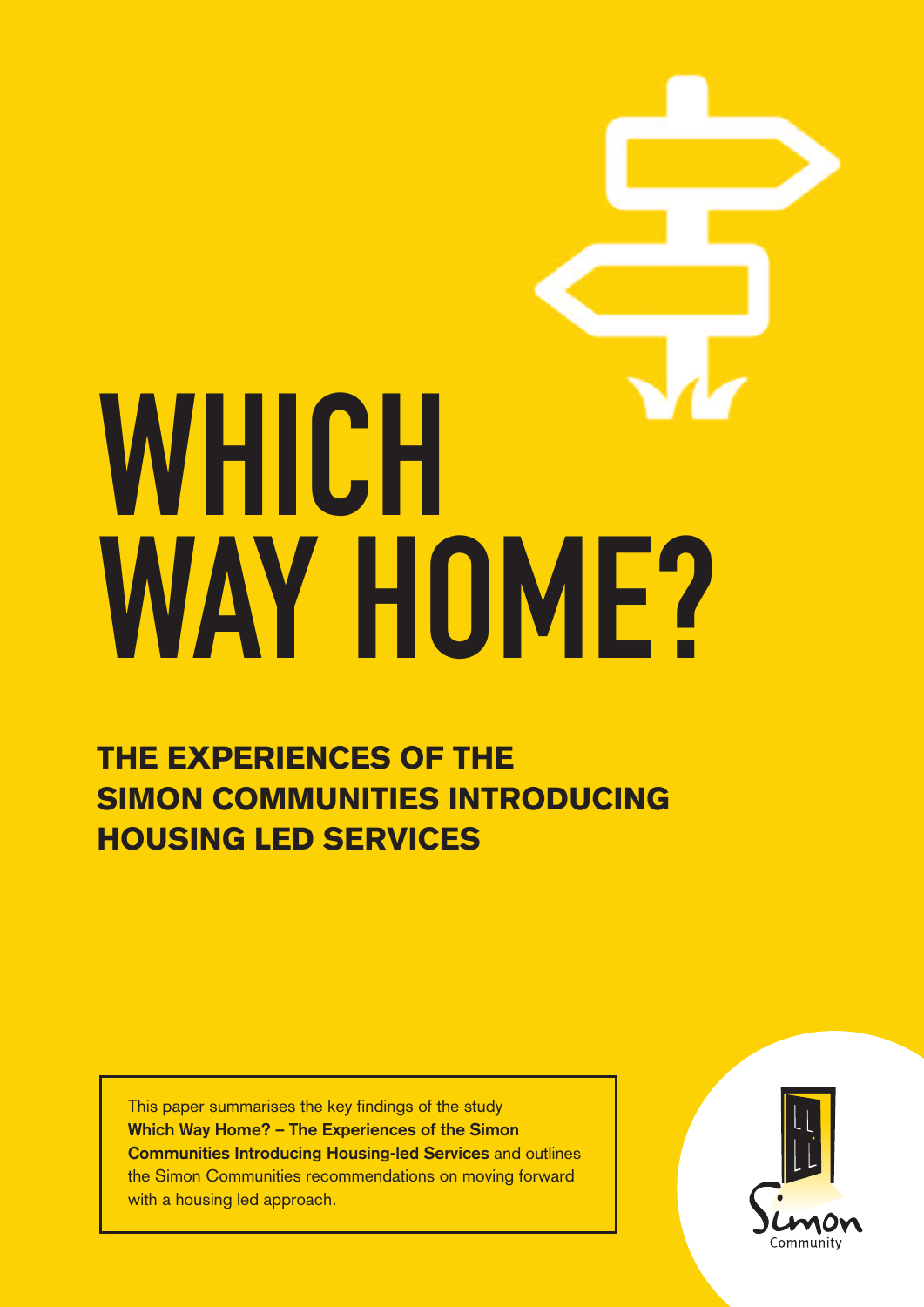# WHICH WAY HOME?

## THE EXPERIENCES OF THE SIMON COMMUNITIES INTRODUCING HOUSING LED SERVICES

This paper summarises the key findings of the study **Which Way Home? – The Experiences of the Simon Communities Introducing Housing-led Services** and outlines the Simon Communities recommendations on moving forward with a housing led approach.

Simon Community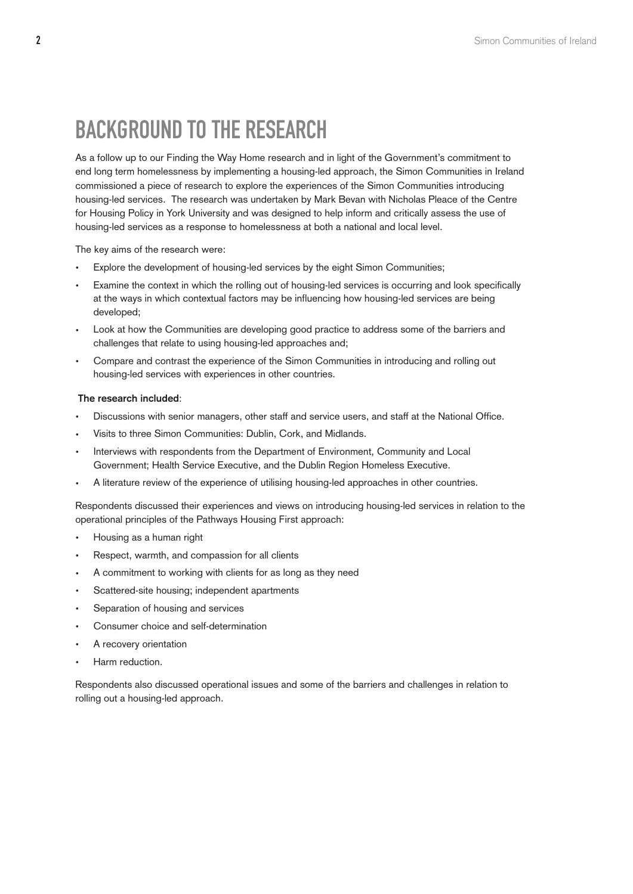# BACKGROUND TO THE RESEARCH

As a follow up to our Finding the Way Home research and in light of the Government's commitment to end long term homelessness by implementing a housing-led approach, the Simon Communities in Ireland commissioned a piece of research to explore the experiences of the Simon Communities introducing housing-led services. The research was undertaken by Mark Bevan with Nicholas Pleace of the Centre for Housing Policy in York University and was designed to help inform and critically assess the use of housing-led services as a response to homelessness at both a national and local level.

The key aims of the research were:

- Explore the development of housing-led services by the eight Simon Communities;
- Examine the context in which the rolling out of housing-led services is occurring and look specifically at the ways in which contextual factors may be influencing how housing-led services are being developed;
- Look at how the Communities are developing good practice to address some of the barriers and challenges that relate to using housing-led approaches and;
- Compare and contrast the experience of the Simon Communities in introducing and rolling out housing-led services with experiences in other countries.

**The research included**:

- Discussions with senior managers, other staff and service users, and staff at the National Office.
- Visits to three Simon Communities: Dublin, Cork, and Midlands.
- Interviews with respondents from the Department of Environment, Community and Local Government; Health Service Executive, and the Dublin Region Homeless Executive.
- A literature review of the experience of utilising housing-led approaches in other countries.

Respondents discussed their experiences and views on introducing housing-led services in relation to the operational principles of the Pathways Housing First approach:

- Housing as a human right
- Respect, warmth, and compassion for all clients
- A commitment to working with clients for as long as they need
- Scattered-site housing; independent apartments
- Separation of housing and services
- Consumer choice and self-determination
- A recovery orientation
- Harm reduction.

Respondents also discussed operational issues and some of the barriers and challenges in relation to rolling out a housing-led approach.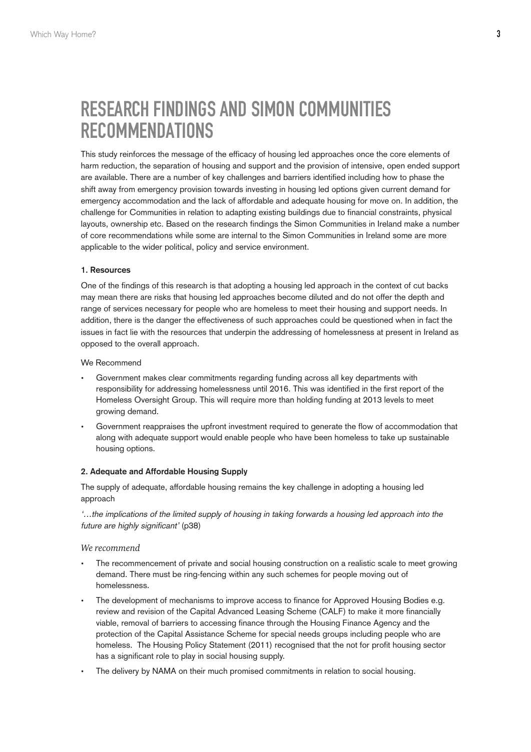# RESEARCH FINDINGS AND SIMON COMMUNITIES RECOMMENDATIONS

This study reinforces the message of the efficacy of housing led approaches once the core elements of harm reduction, the separation of housing and support and the provision of intensive, open ended support are available. There are a number of key challenges and barriers identified including how to phase the shift away from emergency provision towards investing in housing led options given current demand for emergency accommodation and the lack of affordable and adequate housing for move on. In addition, the challenge for Communities in relation to adapting existing buildings due to financial constraints, physical layouts, ownership etc. Based on the research findings the Simon Communities in Ireland make a number of core recommendations while some are internal to the Simon Communities in Ireland some are more applicable to the wider political, policy and service environment.

#### 1. Resources

One of the findings of this research is that adopting a housing led approach in the context of cut backs may mean there are risks that housing led approaches become diluted and do not offer the depth and range of services necessary for people who are homeless to meet their housing and support needs. In addition, there is the danger the effectiveness of such approaches could be questioned when in fact the issues in fact lie with the resources that underpin the addressing of homelessness at present in Ireland as opposed to the overall approach.

We Recommend

- Government makes clear commitments regarding funding across all key departments with responsibility for addressing homelessness until 2016. This was identified in the first report of the Homeless Oversight Group. This will require more than holding funding at 2013 levels to meet growing demand.
- Government reappraises the upfront investment required to generate the flow of accommodation that along with adequate support would enable people who have been homeless to take up sustainable housing options.

#### 2. Adequate and Affordable Housing Supply

The supply of adequate, affordable housing remains the key challenge in adopting a housing led approach

*'…the implications of the limited supply of housing in taking forwards a housing led approach into the future are highly significant'* (p38)

*We recommend*

- The recommencement of private and social housing construction on a realistic scale to meet growing demand. There must be ring-fencing within any such schemes for people moving out of homelessness.
- The development of mechanisms to improve access to finance for Approved Housing Bodies e.g. review and revision of the Capital Advanced Leasing Scheme (CALF) to make it more financially viable, removal of barriers to accessing finance through the Housing Finance Agency and the protection of the Capital Assistance Scheme for special needs groups including people who are homeless. The Housing Policy Statement (2011) recognised that the not for profit housing sector has a significant role to play in social housing supply.
- The delivery by NAMA on their much promised commitments in relation to social housing.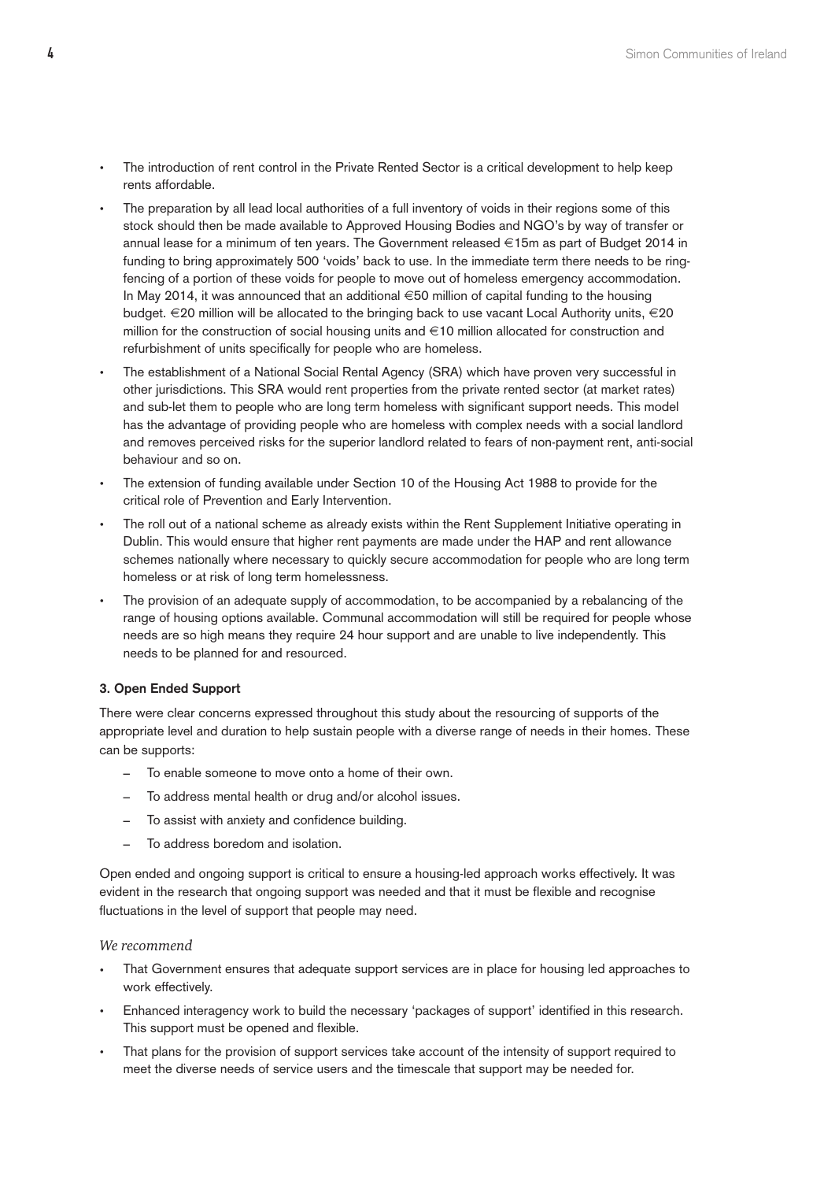- The introduction of rent control in the Private Rented Sector is a critical development to help keep rents affordable.
- The preparation by all lead local authorities of a full inventory of voids in their regions some of this stock should then be made available to Approved Housing Bodies and NGO's by way of transfer or annual lease for a minimum of ten years. The Government released €15m as part of Budget 2014 in funding to bring approximately 500 'voids' back to use. In the immediate term there needs to be ring-fencing of a portion of these voids for people to move out of homeless emergency accommodation. In May 2014, it was announced that an additional €50 million of capital funding to the housing budget. €20 million will be allocated to the bringing back to use vacant Local Authority units, €20 million for the construction of social housing units and €10 million allocated for construction and refurbishment of units specifically for people who are homeless.
- The establishment of a National Social Rental Agency (SRA) which have proven very successful in other jurisdictions. This SRA would rent properties from the private rented sector (at market rates) and sub-let them to people who are long term homeless with significant support needs. This model has the advantage of providing people who are homeless with complex needs with a social landlord and removes perceived risks for the superior landlord related to fears of non-payment rent, anti-social behaviour and so on.
- The extension of funding available under Section 10 of the Housing Act 1988 to provide for the critical role of Prevention and Early Intervention.
- The roll out of a national scheme as already exists within the Rent Supplement Initiative operating in Dublin. This would ensure that higher rent payments are made under the HAP and rent allowance schemes nationally where necessary to quickly secure accommodation for people who are long term homeless or at risk of long term homelessness.
- The provision of an adequate supply of accommodation, to be accompanied by a rebalancing of the range of housing options available. Communal accommodation will still be required for people whose needs are so high means they require 24 hour support and are unable to live independently. This needs to be planned for and resourced.

#### 3. Open Ended Support

There were clear concerns expressed throughout this study about the resourcing of supports of the appropriate level and duration to help sustain people with a diverse range of needs in their homes. These can be supports:

- To enable someone to move onto a home of their own.
- To address mental health or drug and/or alcohol issues.
- To assist with anxiety and confidence building.
- To address boredom and isolation.

Open ended and ongoing support is critical to ensure a housing-led approach works effectively. It was evident in the research that ongoing support was needed and that it must be flexible and recognise fluctuations in the level of support that people may need.

*We recommend*

- That Government ensures that adequate support services are in place for housing led approaches to work effectively.
- Enhanced interagency work to build the necessary 'packages of support' identified in this research. This support must be opened and flexible.
- That plans for the provision of support services take account of the intensity of support required to meet the diverse needs of service users and the timescale that support may be needed for.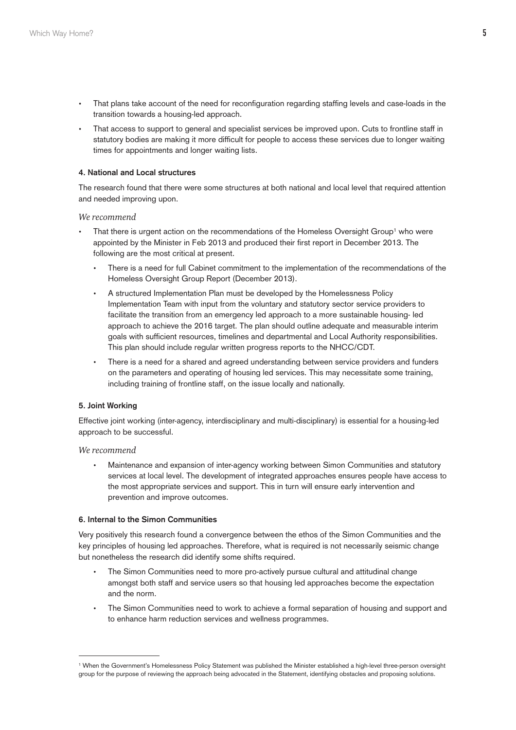- That plans take account of the need for reconfiguration regarding staffing levels and case-loads in the transition towards a housing-led approach.
- That access to support to general and specialist services be improved upon. Cuts to frontline staff in statutory bodies are making it more difficult for people to access these services due to longer waiting times for appointments and longer waiting lists.

#### 4. National and Local structures

The research found that there were some structures at both national and local level that required attention and needed improving upon.

*We recommend*

- That there is urgent action on the recommendations of the Homeless Oversight Group[1] who were appointed by the Minister in Feb 2013 and produced their first report in December 2013. The following are the most critical at present.
  - There is a need for full Cabinet commitment to the implementation of the recommendations of the Homeless Oversight Group Report (December 2013).
  - A structured Implementation Plan must be developed by the Homelessness Policy Implementation Team with input from the voluntary and statutory sector service providers to facilitate the transition from an emergency led approach to a more sustainable housing- led approach to achieve the 2016 target. The plan should outline adequate and measurable interim goals with sufficient resources, timelines and departmental and Local Authority responsibilities. This plan should include regular written progress reports to the NHCC/CDT.
  - There is a need for a shared and agreed understanding between service providers and funders on the parameters and operating of housing led services. This may necessitate some training, including training of frontline staff, on the issue locally and nationally.

#### 5. Joint Working

Effective joint working (inter-agency, interdisciplinary and multi-disciplinary) is essential for a housing-led approach to be successful.

*We recommend*

- Maintenance and expansion of inter-agency working between Simon Communities and statutory services at local level. The development of integrated approaches ensures people have access to the most appropriate services and support. This in turn will ensure early intervention and prevention and improve outcomes.

#### 6. Internal to the Simon Communities

Very positively this research found a convergence between the ethos of the Simon Communities and the key principles of housing led approaches. Therefore, what is required is not necessarily seismic change but nonetheless the research did identify some shifts required.

- The Simon Communities need to more pro-actively pursue cultural and attitudinal change amongst both staff and service users so that housing led approaches become the expectation and the norm.
- The Simon Communities need to work to achieve a formal separation of housing and support and to enhance harm reduction services and wellness programmes.

---

[1] When the Government's Homelessness Policy Statement was published the Minister established a high-level three-person oversight group for the purpose of reviewing the approach being advocated in the Statement, identifying obstacles and proposing solutions.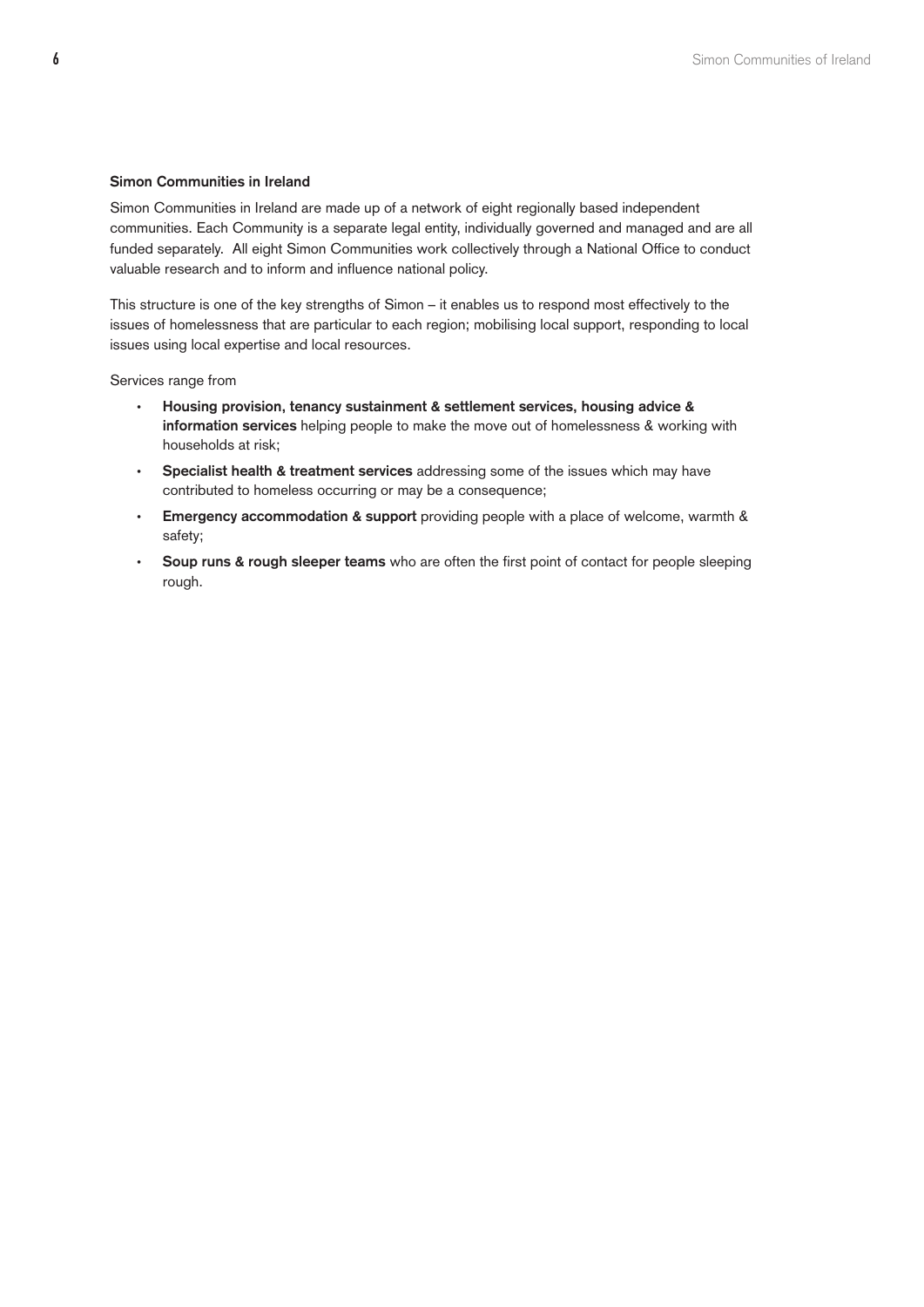### Simon Communities in Ireland

Simon Communities in Ireland are made up of a network of eight regionally based independent communities. Each Community is a separate legal entity, individually governed and managed and are all funded separately. All eight Simon Communities work collectively through a National Office to conduct valuable research and to inform and influence national policy.

This structure is one of the key strengths of Simon – it enables us to respond most effectively to the issues of homelessness that are particular to each region; mobilising local support, responding to local issues using local expertise and local resources.

Services range from

- **Housing provision, tenancy sustainment & settlement services, housing advice & information services** helping people to make the move out of homelessness & working with households at risk;
- **Specialist health & treatment services** addressing some of the issues which may have contributed to homeless occurring or may be a consequence;
- **Emergency accommodation & support** providing people with a place of welcome, warmth & safety;
- **Soup runs & rough sleeper teams** who are often the first point of contact for people sleeping rough.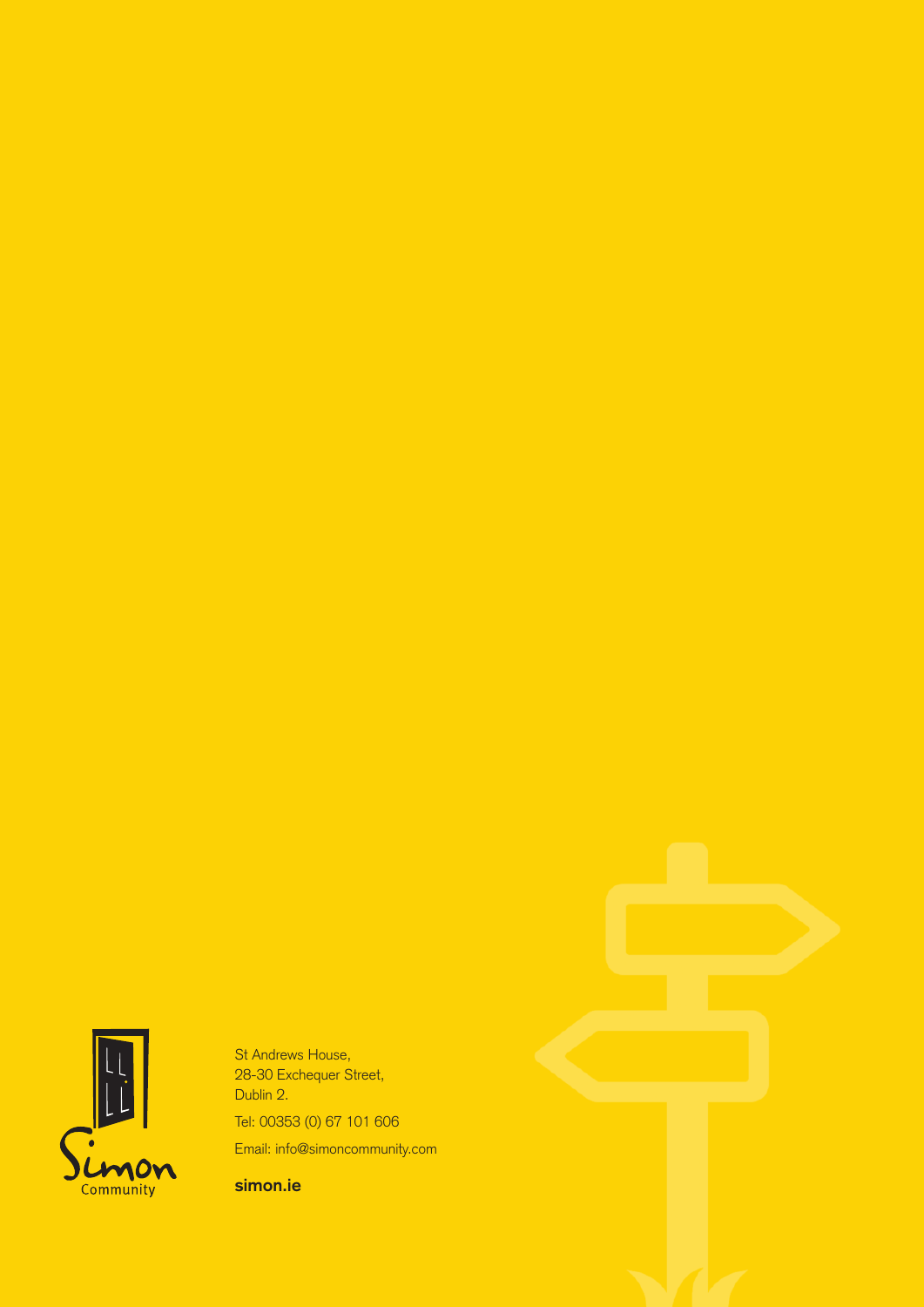St Andrews House,
28-30 Exchequer Street,
Dublin 2.

Tel: 00353 (0) 67 101 606

Email: info@simoncommunity.com

**simon.ie**